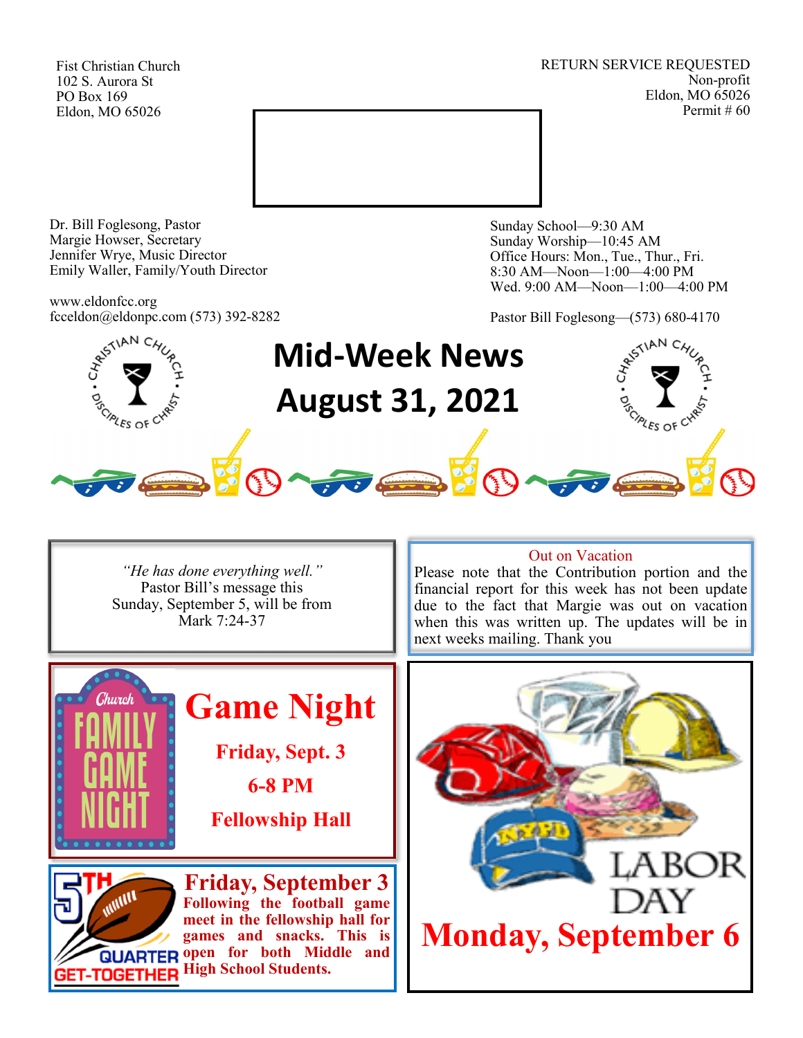Fist Christian Church
102 S. Aurora St
PO Box 169
Eldon, MO 65026

RETURN SERVICE REQUESTED
Non-profit
Eldon, MO 65026
Permit # 60

Dr. Bill Foglesong, Pastor
Margie Howser, Secretary
Jennifer Wrye, Music Director
Emily Waller, Family/Youth Director

www.eldonfcc.org
fcceldon@eldonpc.com (573) 392-8282

Sunday School—9:30 AM
Sunday Worship—10:45 AM
Office Hours: Mon., Tue., Thur., Fri.
8:30 AM—Noon—1:00—4:00 PM
Wed. 9:00 AM—Noon—1:00—4:00 PM

Pastor Bill Foglesong—(573) 680-4170

# Mid-Week News
# August 31, 2021

*"He has done everything well."*
Pastor Bill's message this
Sunday, September 5, will be from
Mark 7:24-37

**Out on Vacation**

Please note that the Contribution portion and the financial report for this week has not been update due to the fact that Margie was out on vacation when this was written up. The updates will be in next weeks mailing. Thank you

Church FAMILY GAME NIGHT

## Game Night

**Friday, Sept. 3**

**6-8 PM**

**Fellowship Hall**

5TH QUARTER GET-TOGETHER

**Friday, September 3**

**Following the football game meet in the fellowship hall for games and snacks. This is open for both Middle and High School Students.**

LABOR DAY

## Monday, September 6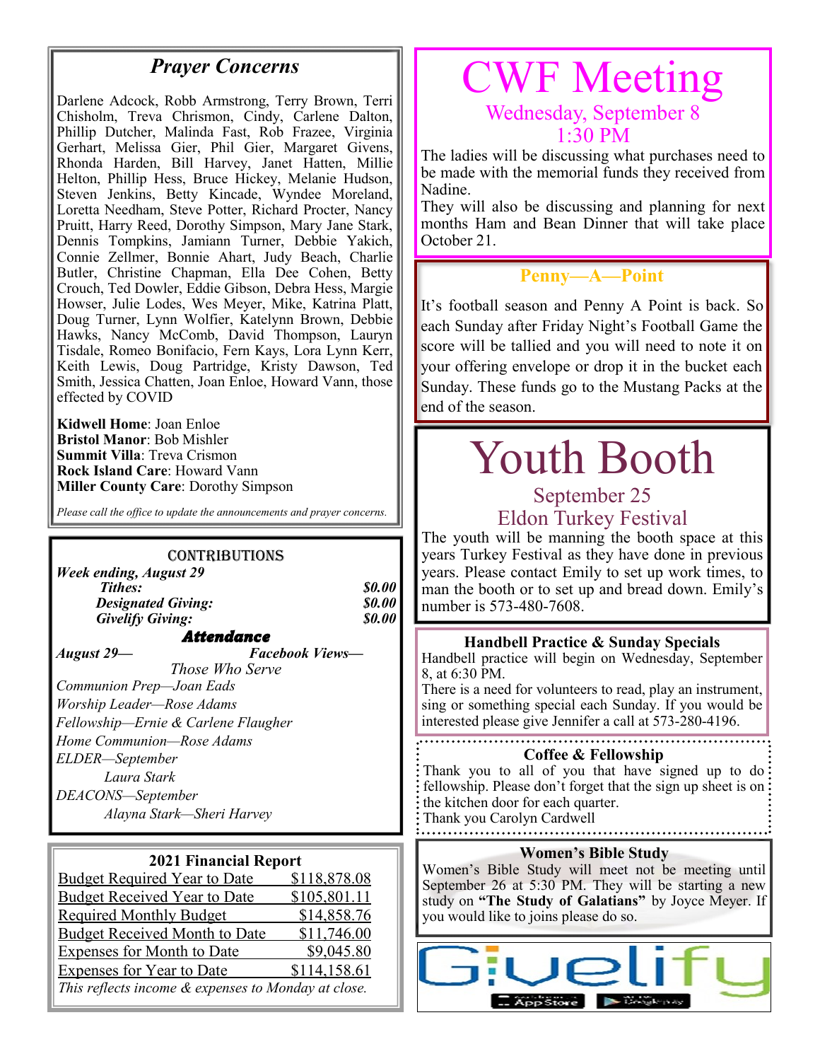## *Prayer Concerns*

Darlene Adcock, Robb Armstrong, Terry Brown, Terri Chisholm, Treva Chrismon, Cindy, Carlene Dalton, Phillip Dutcher, Malinda Fast, Rob Frazee, Virginia Gerhart, Melissa Gier, Phil Gier, Margaret Givens, Rhonda Harden, Bill Harvey, Janet Hatten, Millie Helton, Phillip Hess, Bruce Hickey, Melanie Hudson, Steven Jenkins, Betty Kincade, Wyndee Moreland, Loretta Needham, Steve Potter, Richard Procter, Nancy Pruitt, Harry Reed, Dorothy Simpson, Mary Jane Stark, Dennis Tompkins, Jamiann Turner, Debbie Yakich, Connie Zellmer, Bonnie Ahart, Judy Beach, Charlie Butler, Christine Chapman, Ella Dee Cohen, Betty Crouch, Ted Dowler, Eddie Gibson, Debra Hess, Margie Howser, Julie Lodes, Wes Meyer, Mike, Katrina Platt, Doug Turner, Lynn Wolfier, Katelynn Brown, Debbie Hawks, Nancy McComb, David Thompson, Lauryn Tisdale, Romeo Bonifacio, Fern Kays, Lora Lynn Kerr, Keith Lewis, Doug Partridge, Kristy Dawson, Ted Smith, Jessica Chatten, Joan Enloe, Howard Vann, those effected by COVID

**Kidwell Home**: Joan Enloe
**Bristol Manor**: Bob Mishler
**Summit Villa**: Treva Crismon
**Rock Island Care**: Howard Vann
**Miller County Care**: Dorothy Simpson

*Please call the office to update the announcements and prayer concerns.*

### CONTRIBUTIONS

***Week ending, August 29***

| | |
|---|---|
| ***Tithes:*** | ***$0.00*** |
| ***Designated Giving:*** | ***$0.00*** |
| ***Givelify Giving:*** | ***$0.00*** |

### *Attendance*

***August 29—*** ***Facebook Views—***

*Those Who Serve*

*Communion Prep—Joan Eads*
*Worship Leader—Rose Adams*
*Fellowship—Ernie & Carlene Flaugher*
*Home Communion—Rose Adams*
*ELDER—September*
*Laura Stark*
*DEACONS—September*
*Alayna Stark—Sheri Harvey*

### 2021 Financial Report

| | |
|---|---|
| Budget Required Year to Date | $118,878.08 |
| Budget Received Year to Date | $105,801.11 |
| Required Monthly Budget | $14,858.76 |
| Budget Received Month to Date | $11,746.00 |
| Expenses for Month to Date | $9,045.80 |
| Expenses for Year to Date | $114,158.61 |

*This reflects income & expenses to Monday at close.*

# CWF Meeting

Wednesday, September 8
1:30 PM

The ladies will be discussing what purchases need to be made with the memorial funds they received from Nadine.
They will also be discussing and planning for next months Ham and Bean Dinner that will take place October 21.

### Penny—A—Point

It's football season and Penny A Point is back. So each Sunday after Friday Night's Football Game the score will be tallied and you will need to note it on your offering envelope or drop it in the bucket each Sunday. These funds go to the Mustang Packs at the end of the season.

# Youth Booth

September 25
Eldon Turkey Festival

The youth will be manning the booth space at this years Turkey Festival as they have done in previous years. Please contact Emily to set up work times, to man the booth or to set up and bread down. Emily's number is 573-480-7608.

### Handbell Practice & Sunday Specials

Handbell practice will begin on Wednesday, September 8, at 6:30 PM.
There is a need for volunteers to read, play an instrument, sing or something special each Sunday. If you would be interested please give Jennifer a call at 573-280-4196.

### Coffee & Fellowship

Thank you to all of you that have signed up to do fellowship. Please don't forget that the sign up sheet is on the kitchen door for each quarter.
Thank you Carolyn Cardwell

### Women's Bible Study

Women's Bible Study will meet not be meeting until September 26 at 5:30 PM. They will be starting a new study on **"The Study of Galatians"** by Joyce Meyer. If you would like to joins please do so.

Givelify